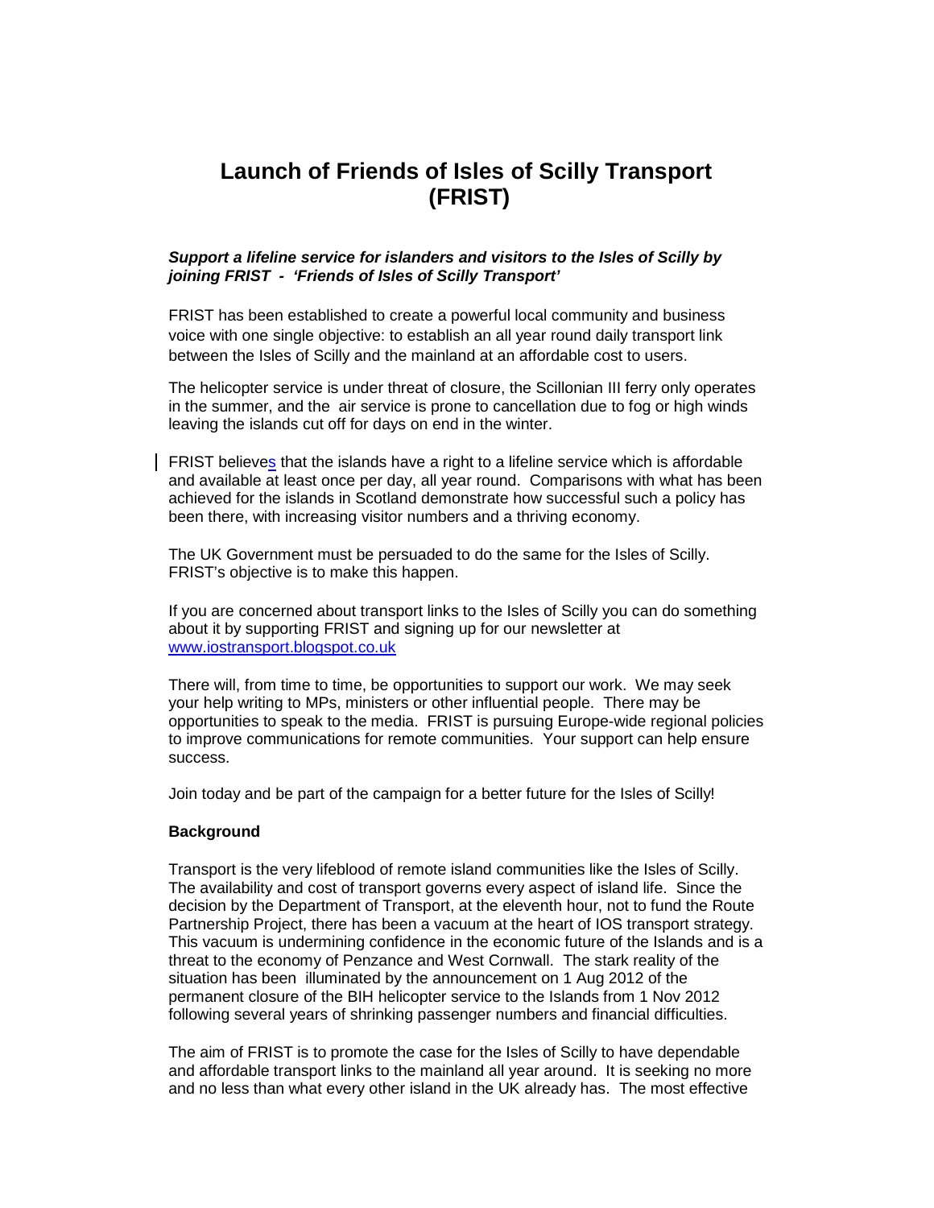# Launch of Friends of Isles of Scilly Transport (FRIST)

***Support a lifeline service for islanders and visitors to the Isles of Scilly by joining FRIST - 'Friends of Isles of Scilly Transport'***

FRIST has been established to create a powerful local community and business voice with one single objective: to establish an all year round daily transport link between the Isles of Scilly and the mainland at an affordable cost to users.

The helicopter service is under threat of closure, the Scillonian III ferry only operates in the summer, and the air service is prone to cancellation due to fog or high winds leaving the islands cut off for days on end in the winter.

FRIST believes that the islands have a right to a lifeline service which is affordable and available at least once per day, all year round. Comparisons with what has been achieved for the islands in Scotland demonstrate how successful such a policy has been there, with increasing visitor numbers and a thriving economy.

The UK Government must be persuaded to do the same for the Isles of Scilly. FRIST's objective is to make this happen.

If you are concerned about transport links to the Isles of Scilly you can do something about it by supporting FRIST and signing up for our newsletter at [www.iostransport.blogspot.co.uk](http://www.iostransport.blogspot.co.uk)

There will, from time to time, be opportunities to support our work. We may seek your help writing to MPs, ministers or other influential people. There may be opportunities to speak to the media. FRIST is pursuing Europe-wide regional policies to improve communications for remote communities. Your support can help ensure success.

Join today and be part of the campaign for a better future for the Isles of Scilly!

**Background**

Transport is the very lifeblood of remote island communities like the Isles of Scilly. The availability and cost of transport governs every aspect of island life. Since the decision by the Department of Transport, at the eleventh hour, not to fund the Route Partnership Project, there has been a vacuum at the heart of IOS transport strategy. This vacuum is undermining confidence in the economic future of the Islands and is a threat to the economy of Penzance and West Cornwall. The stark reality of the situation has been illuminated by the announcement on 1 Aug 2012 of the permanent closure of the BIH helicopter service to the Islands from 1 Nov 2012 following several years of shrinking passenger numbers and financial difficulties.

The aim of FRIST is to promote the case for the Isles of Scilly to have dependable and affordable transport links to the mainland all year around. It is seeking no more and no less than what every other island in the UK already has. The most effective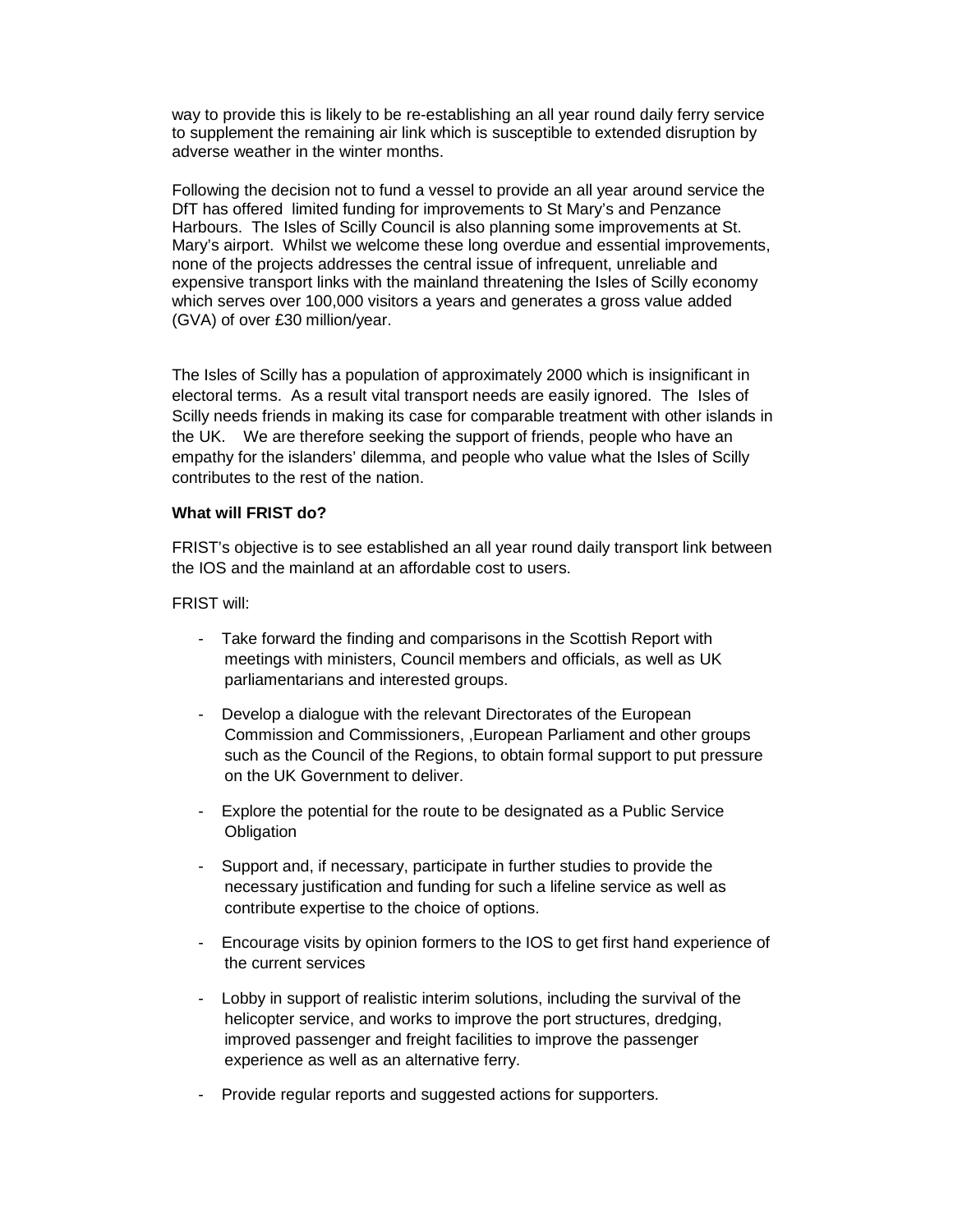way to provide this is likely to be re-establishing an all year round daily ferry service to supplement the remaining air link which is susceptible to extended disruption by adverse weather in the winter months.

Following the decision not to fund a vessel to provide an all year around service the DfT has offered limited funding for improvements to St Mary's and Penzance Harbours. The Isles of Scilly Council is also planning some improvements at St. Mary's airport. Whilst we welcome these long overdue and essential improvements, none of the projects addresses the central issue of infrequent, unreliable and expensive transport links with the mainland threatening the Isles of Scilly economy which serves over 100,000 visitors a years and generates a gross value added (GVA) of over £30 million/year.

The Isles of Scilly has a population of approximately 2000 which is insignificant in electoral terms. As a result vital transport needs are easily ignored. The Isles of Scilly needs friends in making its case for comparable treatment with other islands in the UK. We are therefore seeking the support of friends, people who have an empathy for the islanders' dilemma, and people who value what the Isles of Scilly contributes to the rest of the nation.

**What will FRIST do?**

FRIST's objective is to see established an all year round daily transport link between the IOS and the mainland at an affordable cost to users.

FRIST will:

- Take forward the finding and comparisons in the Scottish Report with meetings with ministers, Council members and officials, as well as UK parliamentarians and interested groups.
- Develop a dialogue with the relevant Directorates of the European Commission and Commissioners, ,European Parliament and other groups such as the Council of the Regions, to obtain formal support to put pressure on the UK Government to deliver.
- Explore the potential for the route to be designated as a Public Service Obligation
- Support and, if necessary, participate in further studies to provide the necessary justification and funding for such a lifeline service as well as contribute expertise to the choice of options.
- Encourage visits by opinion formers to the IOS to get first hand experience of the current services
- Lobby in support of realistic interim solutions, including the survival of the helicopter service, and works to improve the port structures, dredging, improved passenger and freight facilities to improve the passenger experience as well as an alternative ferry.
- Provide regular reports and suggested actions for supporters.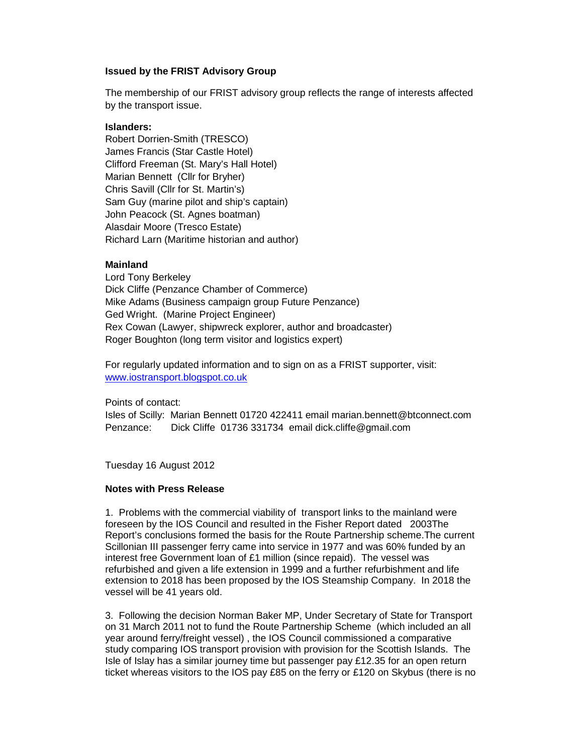**Issued by the FRIST Advisory Group**

The membership of our FRIST advisory group reflects the range of interests affected by the transport issue.

**Islanders:**

Robert Dorrien-Smith (TRESCO)
James Francis (Star Castle Hotel)
Clifford Freeman (St. Mary's Hall Hotel)
Marian Bennett (Cllr for Bryher)
Chris Savill (Cllr for St. Martin's)
Sam Guy (marine pilot and ship's captain)
John Peacock (St. Agnes boatman)
Alasdair Moore (Tresco Estate)
Richard Larn (Maritime historian and author)

**Mainland**

Lord Tony Berkeley
Dick Cliffe (Penzance Chamber of Commerce)
Mike Adams (Business campaign group Future Penzance)
Ged Wright. (Marine Project Engineer)
Rex Cowan (Lawyer, shipwreck explorer, author and broadcaster)
Roger Boughton (long term visitor and logistics expert)

For regularly updated information and to sign on as a FRIST supporter, visit: www.iostransport.blogspot.co.uk

Points of contact:
Isles of Scilly: Marian Bennett 01720 422411 email marian.bennett@btconnect.com
Penzance: Dick Cliffe 01736 331734 email dick.cliffe@gmail.com

Tuesday 16 August 2012

**Notes with Press Release**

1. Problems with the commercial viability of transport links to the mainland were foreseen by the IOS Council and resulted in the Fisher Report dated 2003The Report's conclusions formed the basis for the Route Partnership scheme.The current Scillonian III passenger ferry came into service in 1977 and was 60% funded by an interest free Government loan of £1 million (since repaid). The vessel was refurbished and given a life extension in 1999 and a further refurbishment and life extension to 2018 has been proposed by the IOS Steamship Company. In 2018 the vessel will be 41 years old.

3. Following the decision Norman Baker MP, Under Secretary of State for Transport on 31 March 2011 not to fund the Route Partnership Scheme (which included an all year around ferry/freight vessel) , the IOS Council commissioned a comparative study comparing IOS transport provision with provision for the Scottish Islands. The Isle of Islay has a similar journey time but passenger pay £12.35 for an open return ticket whereas visitors to the IOS pay £85 on the ferry or £120 on Skybus (there is no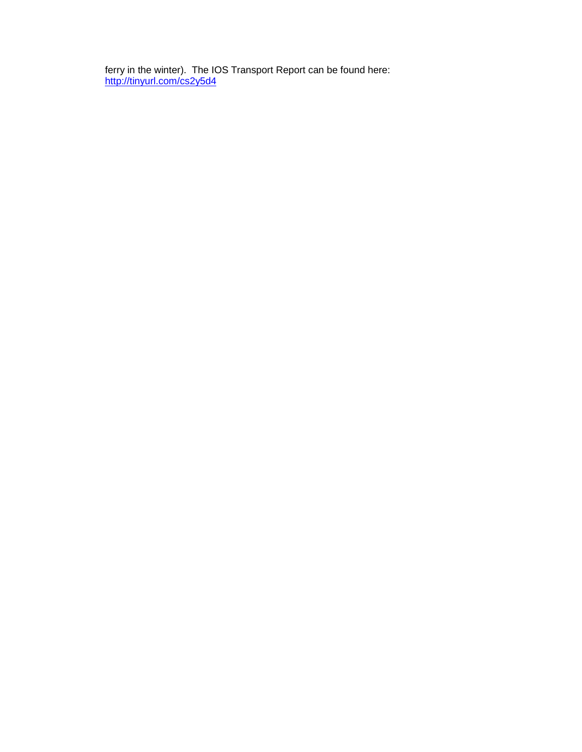ferry in the winter). The IOS Transport Report can be found here: http://tinyurl.com/cs2y5d4